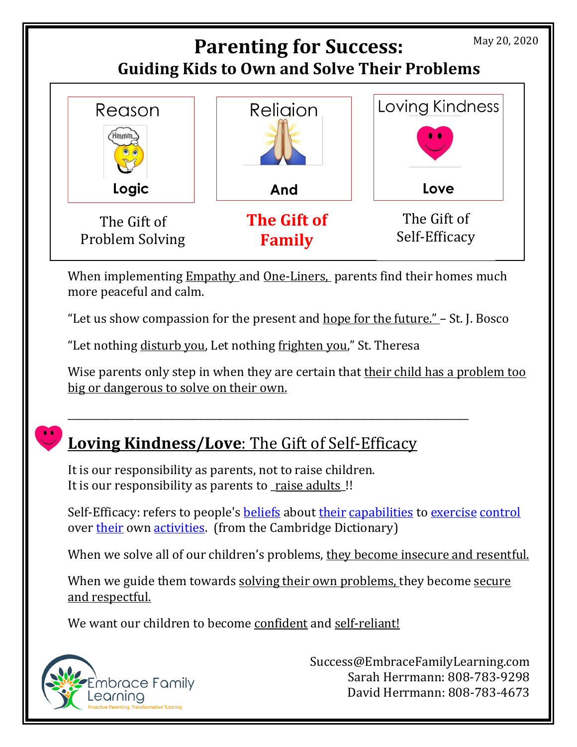May 20, 2020

# Parenting for Success:
## Guiding Kids to Own and Solve Their Problems

| Reason Logic | Religion And | Loving Kindness Love |
|---|---|---|
| The Gift of Problem Solving | **The Gift of Family** | The Gift of Self-Efficacy |

When implementing Empathy and One-Liners, parents find their homes much more peaceful and calm.

"Let us show compassion for the present and hope for the future." – St. J. Bosco

"Let nothing disturb you, Let nothing frighten you," St. Theresa

Wise parents only step in when they are certain that their child has a problem too big or dangerous to solve on their own.

---

## **Loving Kindness/Love**: The Gift of Self-Efficacy

It is our responsibility as parents, not to raise children.
It is our responsibility as parents to raise adults !!

Self-Efficacy: refers to people's beliefs about their capabilities to exercise control over their own activities. (from the Cambridge Dictionary)

When we solve all of our children's problems, they become insecure and resentful.

When we guide them towards solving their own problems, they become secure and respectful.

We want our children to become confident and self-reliant!

Embrace Family Learning
Proactive Parenting, Transformative Tutoring

Success@EmbraceFamilyLearning.com
Sarah Herrmann: 808-783-9298
David Herrmann: 808-783-4673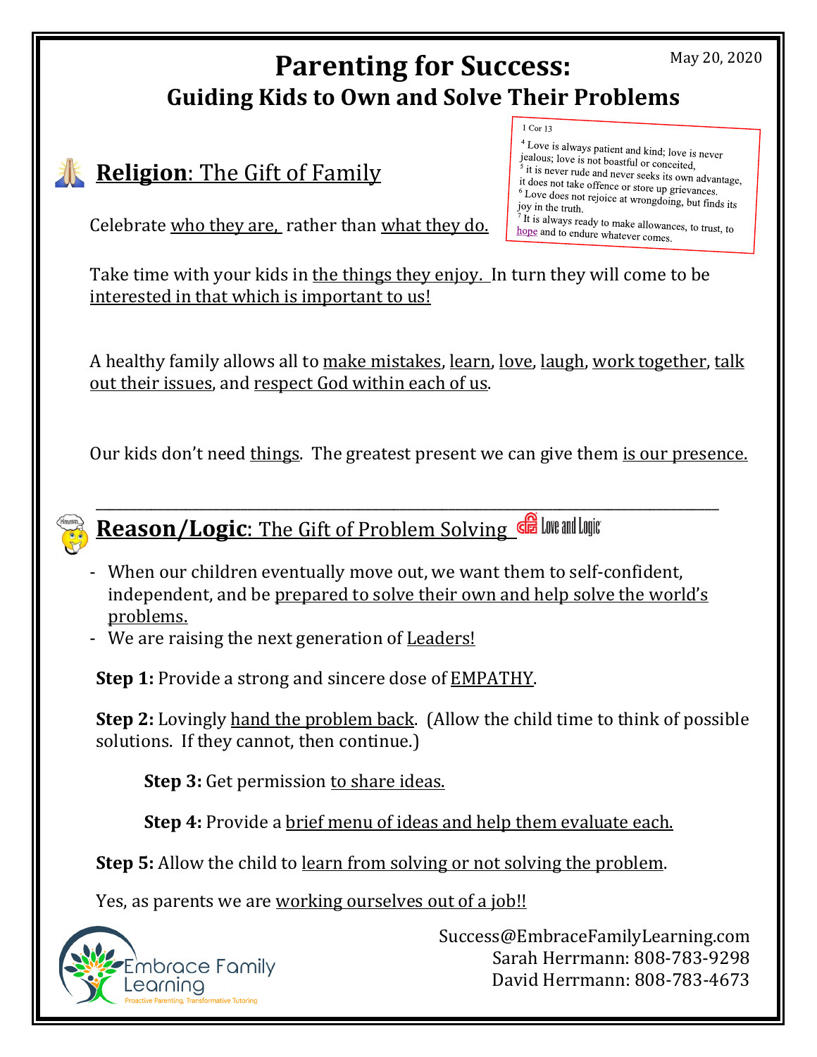May 20, 2020

# Parenting for Success:
## Guiding Kids to Own and Solve Their Problems

### Religion: The Gift of Family

1 Cor 13

[4] Love is always patient and kind; love is never jealous; love is not boastful or conceited,
[5] it is never rude and never seeks its own advantage, it does not take offence or store up grievances.
[6] Love does not rejoice at wrongdoing, but finds its joy in the truth.
[7] It is always ready to make allowances, to trust, to hope and to endure whatever comes.

Celebrate who they are, rather than what they do.

Take time with your kids in the things they enjoy. In turn they will come to be interested in that which is important to us!

A healthy family allows all to make mistakes, learn, love, laugh, work together, talk out their issues, and respect God within each of us.

Our kids don't need things. The greatest present we can give them is our presence.

---

### Reason/Logic: The Gift of Problem Solving

Love and Logic

- When our children eventually move out, we want them to self-confident, independent, and be prepared to solve their own and help solve the world's problems.
- We are raising the next generation of Leaders!

**Step 1:** Provide a strong and sincere dose of EMPATHY.

**Step 2:** Lovingly hand the problem back. (Allow the child time to think of possible solutions. If they cannot, then continue.)

**Step 3:** Get permission to share ideas.

**Step 4:** Provide a brief menu of ideas and help them evaluate each.

**Step 5:** Allow the child to learn from solving or not solving the problem.

Yes, as parents we are working ourselves out of a job!!

Embrace Family Learning
Proactive Parenting, Transformative Tutoring

Success@EmbraceFamilyLearning.com
Sarah Herrmann: 808-783-9298
David Herrmann: 808-783-4673